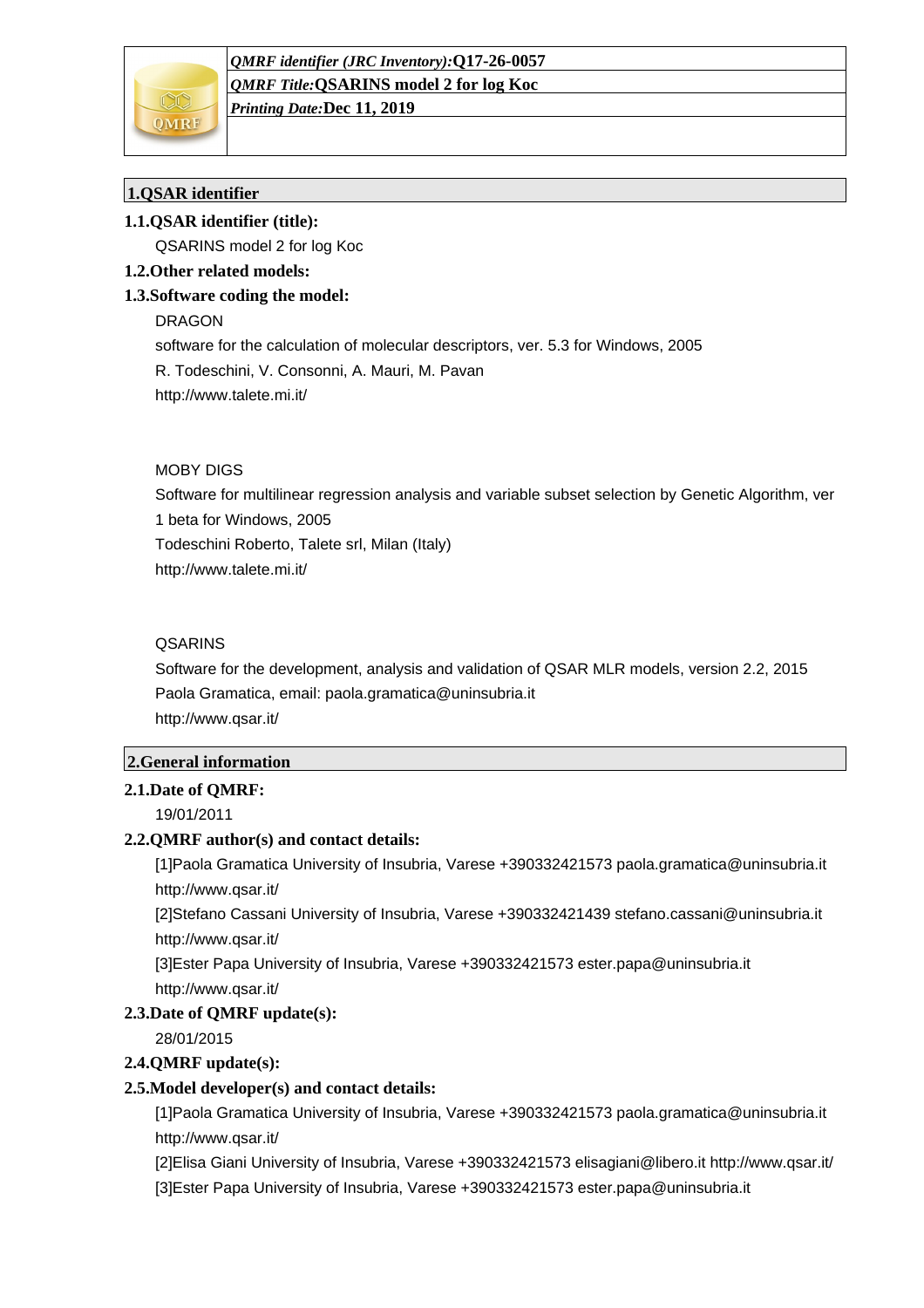*QMRF identifier (JRC Inventory):***Q17-26-0057**

*QMRF Title:***QSARINS model 2 for log Koc**

*Printing Date:***Dec 11, 2019**

## 1.QSAR identifier

### 1.1.QSAR identifier (title):

QSARINS model 2 for log Koc

### 1.2.Other related models:

### 1.3.Software coding the model:

DRAGON

software for the calculation of molecular descriptors, ver. 5.3 for Windows, 2005

R. Todeschini, V. Consonni, A. Mauri, M. Pavan

http://www.talete.mi.it/

MOBY DIGS

Software for multilinear regression analysis and variable subset selection by Genetic Algorithm, ver 1 beta for Windows, 2005

Todeschini Roberto, Talete srl, Milan (Italy)

http://www.talete.mi.it/

QSARINS

Software for the development, analysis and validation of QSAR MLR models, version 2.2, 2015

Paola Gramatica, email: paola.gramatica@uninsubria.it

http://www.qsar.it/

## 2.General information

### 2.1.Date of QMRF:

19/01/2011

### 2.2.QMRF author(s) and contact details:

[1]Paola Gramatica University of Insubria, Varese +390332421573 paola.gramatica@uninsubria.it http://www.qsar.it/

[2]Stefano Cassani University of Insubria, Varese +390332421439 stefano.cassani@uninsubria.it http://www.qsar.it/

[3]Ester Papa University of Insubria, Varese +390332421573 ester.papa@uninsubria.it http://www.qsar.it/

### 2.3.Date of QMRF update(s):

28/01/2015

### 2.4.QMRF update(s):

### 2.5.Model developer(s) and contact details:

[1]Paola Gramatica University of Insubria, Varese +390332421573 paola.gramatica@uninsubria.it http://www.qsar.it/

[2]Elisa Giani University of Insubria, Varese +390332421573 elisagiani@libero.it http://www.qsar.it/

[3]Ester Papa University of Insubria, Varese +390332421573 ester.papa@uninsubria.it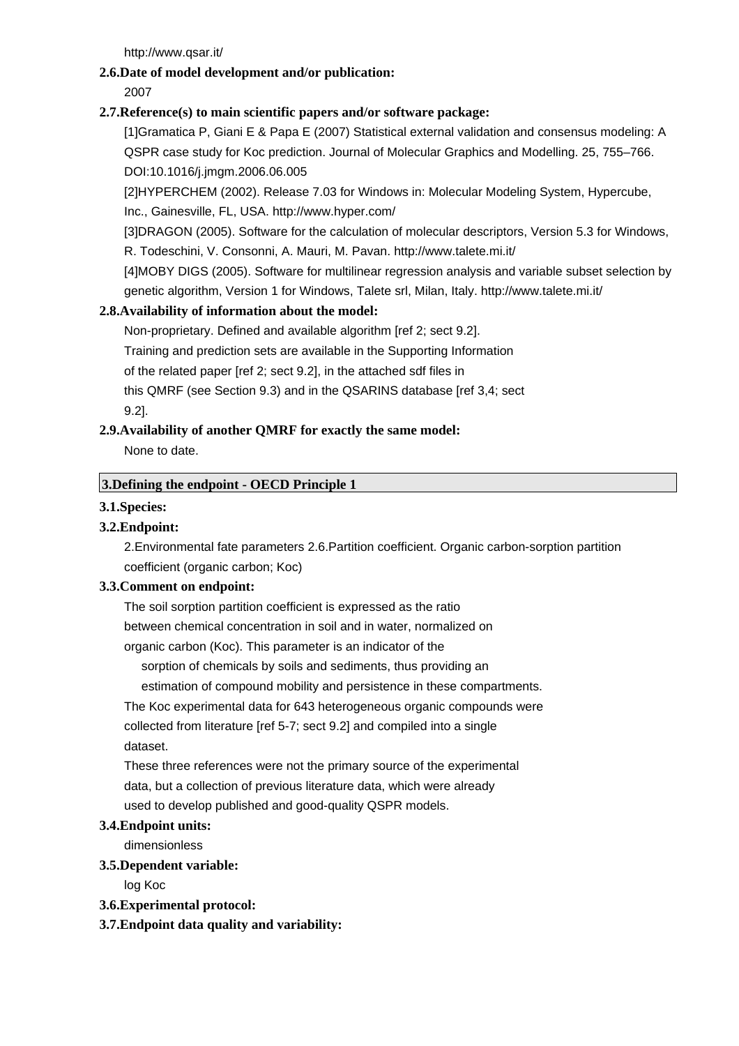http://www.qsar.it/

**2.6.Date of model development and/or publication:**

2007

**2.7.Reference(s) to main scientific papers and/or software package:**

[1]Gramatica P, Giani E & Papa E (2007) Statistical external validation and consensus modeling: A QSPR case study for Koc prediction. Journal of Molecular Graphics and Modelling. 25, 755–766. DOI:10.1016/j.jmgm.2006.06.005

[2]HYPERCHEM (2002). Release 7.03 for Windows in: Molecular Modeling System, Hypercube, Inc., Gainesville, FL, USA. http://www.hyper.com/

[3]DRAGON (2005). Software for the calculation of molecular descriptors, Version 5.3 for Windows, R. Todeschini, V. Consonni, A. Mauri, M. Pavan. http://www.talete.mi.it/

[4]MOBY DIGS (2005). Software for multilinear regression analysis and variable subset selection by genetic algorithm, Version 1 for Windows, Talete srl, Milan, Italy. http://www.talete.mi.it/

**2.8.Availability of information about the model:**

Non-proprietary. Defined and available algorithm [ref 2; sect 9.2].
Training and prediction sets are available in the Supporting Information of the related paper [ref 2; sect 9.2], in the attached sdf files in this QMRF (see Section 9.3) and in the QSARINS database [ref 3,4; sect 9.2].

**2.9.Availability of another QMRF for exactly the same model:**

None to date.

## 3.Defining the endpoint - OECD Principle 1

**3.1.Species:**

**3.2.Endpoint:**

2.Environmental fate parameters 2.6.Partition coefficient. Organic carbon-sorption partition coefficient (organic carbon; Koc)

**3.3.Comment on endpoint:**

The soil sorption partition coefficient is expressed as the ratio between chemical concentration in soil and in water, normalized on organic carbon (Koc). This parameter is an indicator of the sorption of chemicals by soils and sediments, thus providing an estimation of compound mobility and persistence in these compartments.
The Koc experimental data for 643 heterogeneous organic compounds were collected from literature [ref 5-7; sect 9.2] and compiled into a single dataset.
These three references were not the primary source of the experimental data, but a collection of previous literature data, which were already used to develop published and good-quality QSPR models.

**3.4.Endpoint units:**

dimensionless

**3.5.Dependent variable:**

log Koc

**3.6.Experimental protocol:**

**3.7.Endpoint data quality and variability:**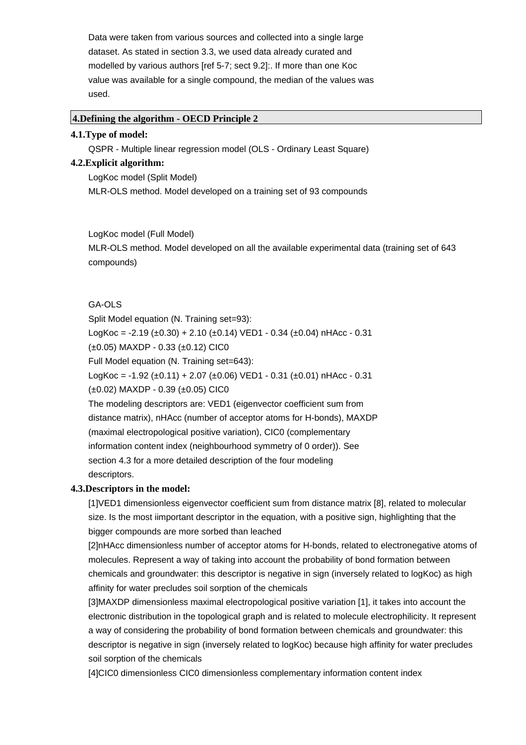Data were taken from various sources and collected into a single large dataset. As stated in section 3.3, we used data already curated and modelled by various authors [ref 5-7; sect 9.2]:. If more than one Koc value was available for a single compound, the median of the values was used.

## 4.Defining the algorithm - OECD Principle 2

### 4.1.Type of model:

QSPR - Multiple linear regression model (OLS - Ordinary Least Square)

### 4.2.Explicit algorithm:

LogKoc model (Split Model)

MLR-OLS method. Model developed on a training set of 93 compounds

LogKoc model (Full Model)

MLR-OLS method. Model developed on all the available experimental data (training set of 643 compounds)

GA-OLS

Split Model equation (N. Training set=93):

LogKoc = -2.19 (±0.30) + 2.10 (±0.14) VED1 - 0.34 (±0.04) nHAcc - 0.31 (±0.05) MAXDP - 0.33 (±0.12) CIC0

Full Model equation (N. Training set=643):

LogKoc = -1.92 (±0.11) + 2.07 (±0.06) VED1 - 0.31 (±0.01) nHAcc - 0.31 (±0.02) MAXDP - 0.39 (±0.05) CIC0

The modeling descriptors are: VED1 (eigenvector coefficient sum from distance matrix), nHAcc (number of acceptor atoms for H-bonds), MAXDP (maximal electropological positive variation), CIC0 (complementary information content index (neighbourhood symmetry of 0 order)). See section 4.3 for a more detailed description of the four modeling descriptors.

### 4.3.Descriptors in the model:

[1]VED1 dimensionless eigenvector coefficient sum from distance matrix [8], related to molecular size. Is the most iimportant descriptor in the equation, with a positive sign, highlighting that the bigger compounds are more sorbed than leached

[2]nHAcc dimensionless number of acceptor atoms for H-bonds, related to electronegative atoms of molecules. Represent a way of taking into account the probability of bond formation between chemicals and groundwater: this descriptor is negative in sign (inversely related to logKoc) as high affinity for water precludes soil sorption of the chemicals

[3]MAXDP dimensionless maximal electropological positive variation [1], it takes into account the electronic distribution in the topological graph and is related to molecule electrophilicity. It represent a way of considering the probability of bond formation between chemicals and groundwater: this descriptor is negative in sign (inversely related to logKoc) because high affinity for water precludes soil sorption of the chemicals

[4]CIC0 dimensionless CIC0 dimensionless complementary information content index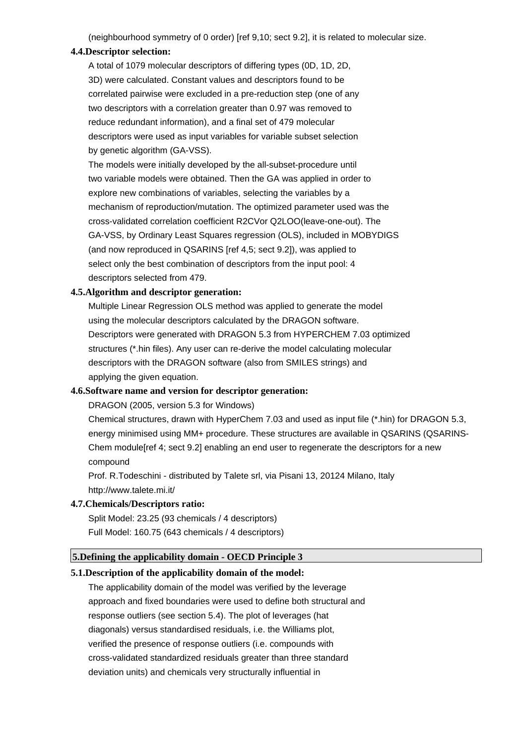(neighbourhood symmetry of 0 order) [ref 9,10; sect 9.2], it is related to molecular size.

### 4.4.Descriptor selection:

A total of 1079 molecular descriptors of differing types (0D, 1D, 2D, 3D) were calculated. Constant values and descriptors found to be correlated pairwise were excluded in a pre-reduction step (one of any two descriptors with a correlation greater than 0.97 was removed to reduce redundant information), and a final set of 479 molecular descriptors were used as input variables for variable subset selection by genetic algorithm (GA-VSS).

The models were initially developed by the all-subset-procedure until two variable models were obtained. Then the GA was applied in order to explore new combinations of variables, selecting the variables by a mechanism of reproduction/mutation. The optimized parameter used was the cross-validated correlation coefficient R2CVor Q2LOO(leave-one-out). The GA-VSS, by Ordinary Least Squares regression (OLS), included in MOBYDIGS (and now reproduced in QSARINS [ref 4,5; sect 9.2]), was applied to select only the best combination of descriptors from the input pool: 4 descriptors selected from 479.

### 4.5.Algorithm and descriptor generation:

Multiple Linear Regression OLS method was applied to generate the model using the molecular descriptors calculated by the DRAGON software. Descriptors were generated with DRAGON 5.3 from HYPERCHEM 7.03 optimized structures (*.hin files). Any user can re-derive the model calculating molecular descriptors with the DRAGON software (also from SMILES strings) and applying the given equation.

### 4.6.Software name and version for descriptor generation:

DRAGON (2005, version 5.3 for Windows)

Chemical structures, drawn with HyperChem 7.03 and used as input file (*.hin) for DRAGON 5.3, energy minimised using MM+ procedure. These structures are available in QSARINS (QSARINS-Chem module[ref 4; sect 9.2] enabling an end user to regenerate the descriptors for a new compound

Prof. R.Todeschini - distributed by Talete srl, via Pisani 13, 20124 Milano, Italy
http://www.talete.mi.it/

### 4.7.Chemicals/Descriptors ratio:

Split Model: 23.25 (93 chemicals / 4 descriptors)
Full Model: 160.75 (643 chemicals / 4 descriptors)

## 5.Defining the applicability domain - OECD Principle 3

### 5.1.Description of the applicability domain of the model:

The applicability domain of the model was verified by the leverage approach and fixed boundaries were used to define both structural and response outliers (see section 5.4). The plot of leverages (hat diagonals) versus standardised residuals, i.e. the Williams plot, verified the presence of response outliers (i.e. compounds with cross-validated standardized residuals greater than three standard deviation units) and chemicals very structurally influential in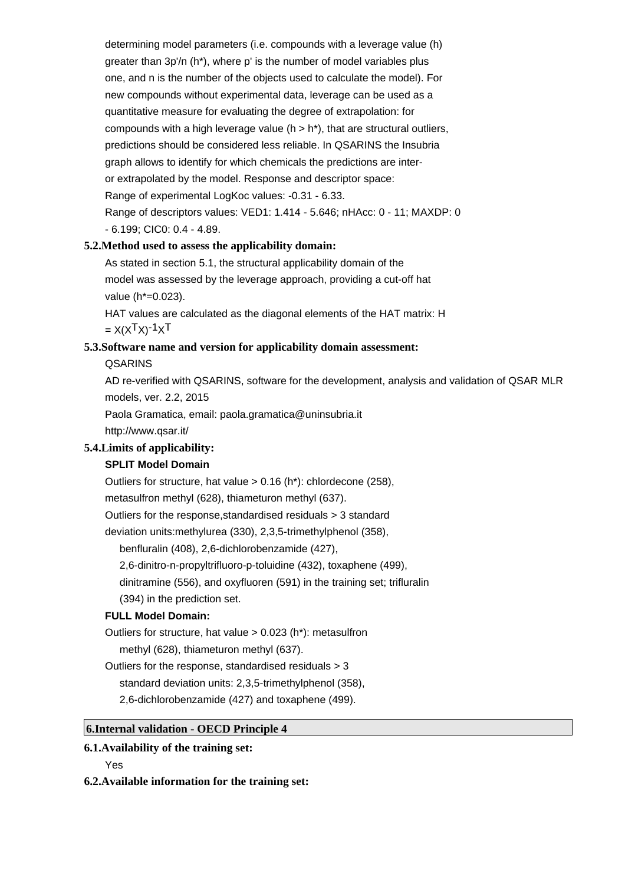determining model parameters (i.e. compounds with a leverage value (h) greater than 3p'/n (h*), where p' is the number of model variables plus one, and n is the number of the objects used to calculate the model). For new compounds without experimental data, leverage can be used as a quantitative measure for evaluating the degree of extrapolation: for compounds with a high leverage value (h > h*), that are structural outliers, predictions should be considered less reliable. In QSARINS the Insubria graph allows to identify for which chemicals the predictions are inter- or extrapolated by the model. Response and descriptor space:
Range of experimental LogKoc values: -0.31 - 6.33.
Range of descriptors values: VED1: 1.414 - 5.646; nHAcc: 0 - 11; MAXDP: 0 - 6.199; CIC0: 0.4 - 4.89.

**5.2.Method used to assess the applicability domain:**

As stated in section 5.1, the structural applicability domain of the model was assessed by the leverage approach, providing a cut-off hat value (h*=0.023).
HAT values are calculated as the diagonal elements of the HAT matrix: $H = X(X^TX)^{-1}X^T$

**5.3.Software name and version for applicability domain assessment:**

QSARINS
AD re-verified with QSARINS, software for the development, analysis and validation of QSAR MLR models, ver. 2.2, 2015
Paola Gramatica, email: paola.gramatica@uninsubria.it
http://www.qsar.it/

**5.4.Limits of applicability:**

**SPLIT Model Domain**

Outliers for structure, hat value > 0.16 (h*): chlordecone (258), metasulfron methyl (628), thiameturon methyl (637).
Outliers for the response,standardised residuals > 3 standard deviation units:methylurea (330), 2,3,5-trimethylphenol (358), benfluralin (408), 2,6-dichlorobenzamide (427), 2,6-dinitro-n-propyltrifluoro-p-toluidine (432), toxaphene (499), dinitramine (556), and oxyfluoren (591) in the training set; trifluralin (394) in the prediction set.

**FULL Model Domain:**

Outliers for structure, hat value > 0.023 (h*): metasulfron methyl (628), thiameturon methyl (637).
Outliers for the response, standardised residuals > 3 standard deviation units: 2,3,5-trimethylphenol (358), 2,6-dichlorobenzamide (427) and toxaphene (499).

## 6.Internal validation - OECD Principle 4

**6.1.Availability of the training set:**

Yes

**6.2.Available information for the training set:**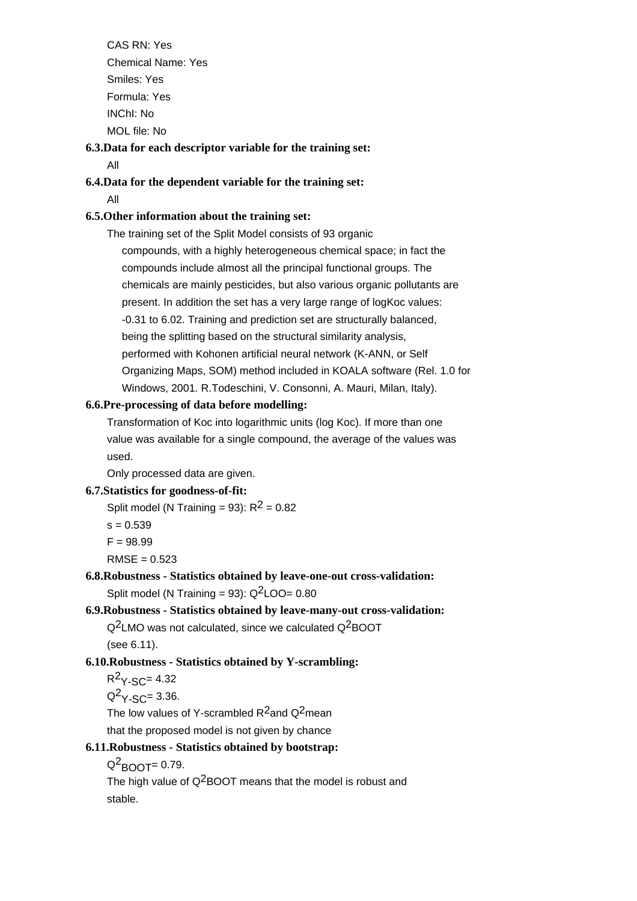CAS RN: Yes

Chemical Name: Yes

Smiles: Yes

Formula: Yes

INChI: No

MOL file: No

**6.3.Data for each descriptor variable for the training set:**

All

**6.4.Data for the dependent variable for the training set:**

All

**6.5.Other information about the training set:**

The training set of the Split Model consists of 93 organic compounds, with a highly heterogeneous chemical space; in fact the compounds include almost all the principal functional groups. The chemicals are mainly pesticides, but also various organic pollutants are present. In addition the set has a very large range of logKoc values: -0.31 to 6.02. Training and prediction set are structurally balanced, being the splitting based on the structural similarity analysis, performed with Kohonen artificial neural network (K-ANN, or Self Organizing Maps, SOM) method included in KOALA software (Rel. 1.0 for Windows, 2001. R.Todeschini, V. Consonni, A. Mauri, Milan, Italy).

**6.6.Pre-processing of data before modelling:**

Transformation of Koc into logarithmic units (log Koc). If more than one value was available for a single compound, the average of the values was used.

Only processed data are given.

**6.7.Statistics for goodness-of-fit:**

Split model (N Training = 93): $R^2 = 0.82$

s = 0.539

F = 98.99

RMSE = 0.523

**6.8.Robustness - Statistics obtained by leave-one-out cross-validation:**

Split model (N Training = 93): $Q^2$LOO= 0.80

**6.9.Robustness - Statistics obtained by leave-many-out cross-validation:**

$Q^2$LMO was not calculated, since we calculated $Q^2$BOOT (see 6.11).

**6.10.Robustness - Statistics obtained by Y-scrambling:**

$R^2_{Y\text{-}SC}$= 4.32

$Q^2_{Y\text{-}SC}$= 3.36.

The low values of Y-scrambled $R^2$and $Q^2$mean that the proposed model is not given by chance

**6.11.Robustness - Statistics obtained by bootstrap:**

$Q^2_{BOOT}$= 0.79.

The high value of $Q^2$BOOT means that the model is robust and stable.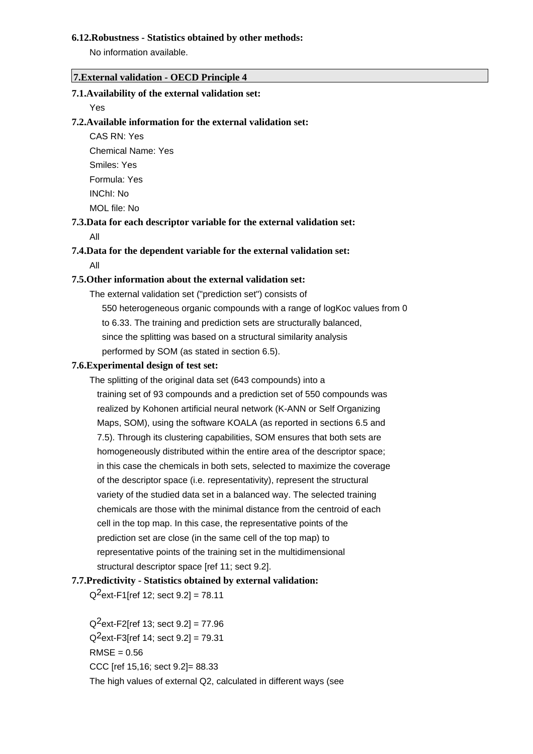**6.12.Robustness - Statistics obtained by other methods:**

No information available.

## 7.External validation - OECD Principle 4

**7.1.Availability of the external validation set:**

Yes

**7.2.Available information for the external validation set:**

CAS RN: Yes

Chemical Name: Yes

Smiles: Yes

Formula: Yes

INChI: No

MOL file: No

**7.3.Data for each descriptor variable for the external validation set:**

All

**7.4.Data for the dependent variable for the external validation set:**

All

**7.5.Other information about the external validation set:**

The external validation set ("prediction set") consists of 550 heterogeneous organic compounds with a range of logKoc values from 0 to 6.33. The training and prediction sets are structurally balanced, since the splitting was based on a structural similarity analysis performed by SOM (as stated in section 6.5).

**7.6.Experimental design of test set:**

The splitting of the original data set (643 compounds) into a training set of 93 compounds and a prediction set of 550 compounds was realized by Kohonen artificial neural network (K-ANN or Self Organizing Maps, SOM), using the software KOALA (as reported in sections 6.5 and 7.5). Through its clustering capabilities, SOM ensures that both sets are homogeneously distributed within the entire area of the descriptor space; in this case the chemicals in both sets, selected to maximize the coverage of the descriptor space (i.e. representativity), represent the structural variety of the studied data set in a balanced way. The selected training chemicals are those with the minimal distance from the centroid of each cell in the top map. In this case, the representative points of the prediction set are close (in the same cell of the top map) to representative points of the training set in the multidimensional structural descriptor space [ref 11; sect 9.2].

**7.7.Predictivity - Statistics obtained by external validation:**

$Q^2$ext-F1[ref 12; sect 9.2] = 78.11

$Q^2$ext-F2[ref 13; sect 9.2] = 77.96

$Q^2$ext-F3[ref 14; sect 9.2] = 79.31

RMSE = 0.56

CCC [ref 15,16; sect 9.2]= 88.33

The high values of external Q2, calculated in different ways (see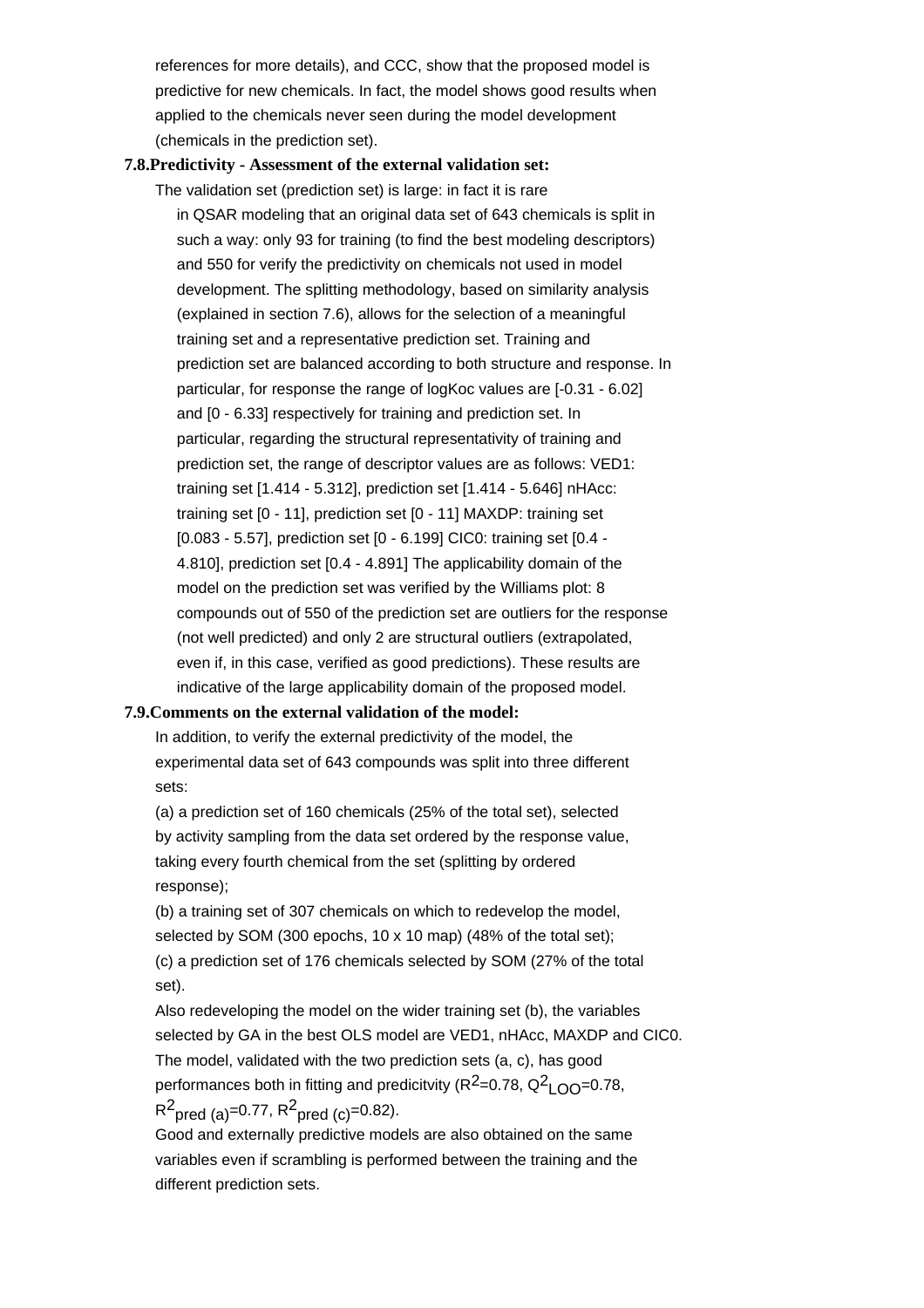references for more details), and CCC, show that the proposed model is predictive for new chemicals. In fact, the model shows good results when applied to the chemicals never seen during the model development (chemicals in the prediction set).

**7.8.Predictivity - Assessment of the external validation set:**

The validation set (prediction set) is large: in fact it is rare in QSAR modeling that an original data set of 643 chemicals is split in such a way: only 93 for training (to find the best modeling descriptors) and 550 for verify the predictivity on chemicals not used in model development. The splitting methodology, based on similarity analysis (explained in section 7.6), allows for the selection of a meaningful training set and a representative prediction set. Training and prediction set are balanced according to both structure and response. In particular, for response the range of logKoc values are [-0.31 - 6.02] and [0 - 6.33] respectively for training and prediction set. In particular, regarding the structural representativity of training and prediction set, the range of descriptor values are as follows: VED1: training set [1.414 - 5.312], prediction set [1.414 - 5.646] nHAcc: training set [0 - 11], prediction set [0 - 11] MAXDP: training set [0.083 - 5.57], prediction set [0 - 6.199] CIC0: training set [0.4 - 4.810], prediction set [0.4 - 4.891] The applicability domain of the model on the prediction set was verified by the Williams plot: 8 compounds out of 550 of the prediction set are outliers for the response (not well predicted) and only 2 are structural outliers (extrapolated, even if, in this case, verified as good predictions). These results are indicative of the large applicability domain of the proposed model.

**7.9.Comments on the external validation of the model:**

In addition, to verify the external predictivity of the model, the experimental data set of 643 compounds was split into three different sets:

(a) a prediction set of 160 chemicals (25% of the total set), selected by activity sampling from the data set ordered by the response value, taking every fourth chemical from the set (splitting by ordered response);

(b) a training set of 307 chemicals on which to redevelop the model, selected by SOM (300 epochs, 10 x 10 map) (48% of the total set);

(c) a prediction set of 176 chemicals selected by SOM (27% of the total set).

Also redeveloping the model on the wider training set (b), the variables selected by GA in the best OLS model are VED1, nHAcc, MAXDP and CIC0. The model, validated with the two prediction sets (a, c), has good performances both in fitting and predicitvity ($R^2$=0.78, $Q^2_{LOO}$=0.78, $R^2_{pred\ (a)}$=0.77, $R^2_{pred\ (c)}$=0.82).

Good and externally predictive models are also obtained on the same variables even if scrambling is performed between the training and the different prediction sets.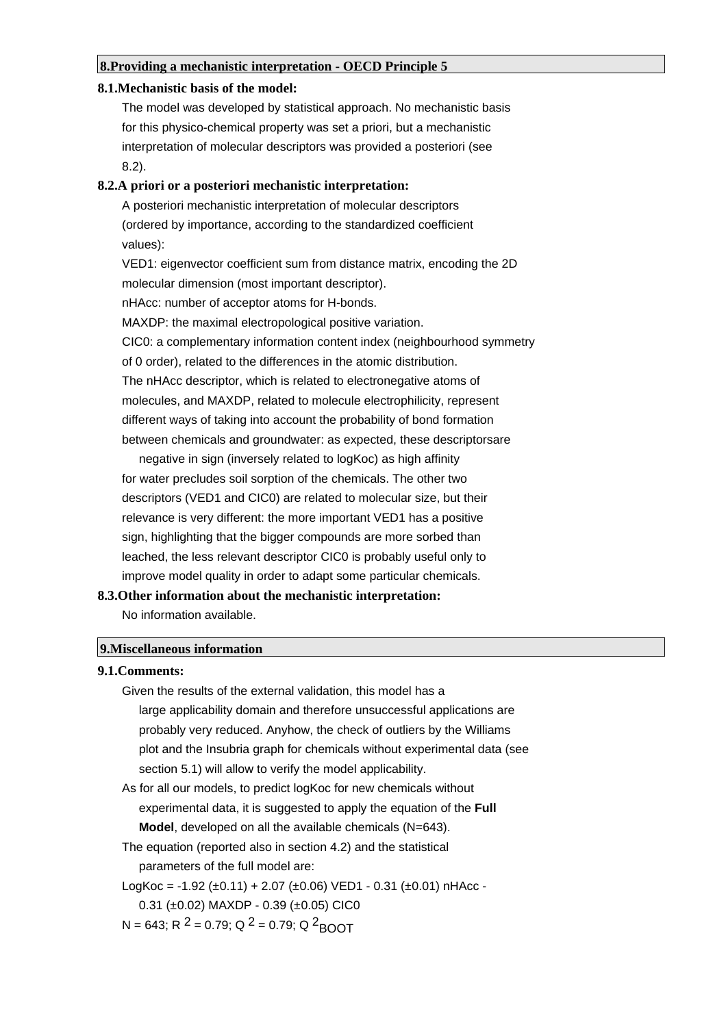## 8.Providing a mechanistic interpretation - OECD Principle 5

### 8.1.Mechanistic basis of the model:

The model was developed by statistical approach. No mechanistic basis for this physico-chemical property was set a priori, but a mechanistic interpretation of molecular descriptors was provided a posteriori (see 8.2).

### 8.2.A priori or a posteriori mechanistic interpretation:

A posteriori mechanistic interpretation of molecular descriptors (ordered by importance, according to the standardized coefficient values):

VED1: eigenvector coefficient sum from distance matrix, encoding the 2D molecular dimension (most important descriptor).

nHAcc: number of acceptor atoms for H-bonds.

MAXDP: the maximal electropological positive variation.

CIC0: a complementary information content index (neighbourhood symmetry of 0 order), related to the differences in the atomic distribution.

The nHAcc descriptor, which is related to electronegative atoms of molecules, and MAXDP, related to molecule electrophilicity, represent different ways of taking into account the probability of bond formation between chemicals and groundwater: as expected, these descriptorsare negative in sign (inversely related to logKoc) as high affinity for water precludes soil sorption of the chemicals. The other two descriptors (VED1 and CIC0) are related to molecular size, but their relevance is very different: the more important VED1 has a positive sign, highlighting that the bigger compounds are more sorbed than leached, the less relevant descriptor CIC0 is probably useful only to improve model quality in order to adapt some particular chemicals.

### 8.3.Other information about the mechanistic interpretation:

No information available.

## 9.Miscellaneous information

### 9.1.Comments:

Given the results of the external validation, this model has a large applicability domain and therefore unsuccessful applications are probably very reduced. Anyhow, the check of outliers by the Williams plot and the Insubria graph for chemicals without experimental data (see section 5.1) will allow to verify the model applicability.

As for all our models, to predict logKoc for new chemicals without experimental data, it is suggested to apply the equation of the **Full Model**, developed on all the available chemicals (N=643).

The equation (reported also in section 4.2) and the statistical parameters of the full model are:

LogKoc = -1.92 (±0.11) + 2.07 (±0.06) VED1 - 0.31 (±0.01) nHAcc - 0.31 (±0.02) MAXDP - 0.39 (±0.05) CIC0

N = 643; $R^2$ = 0.79; $Q^2$ = 0.79; $Q^2_{BOOT}$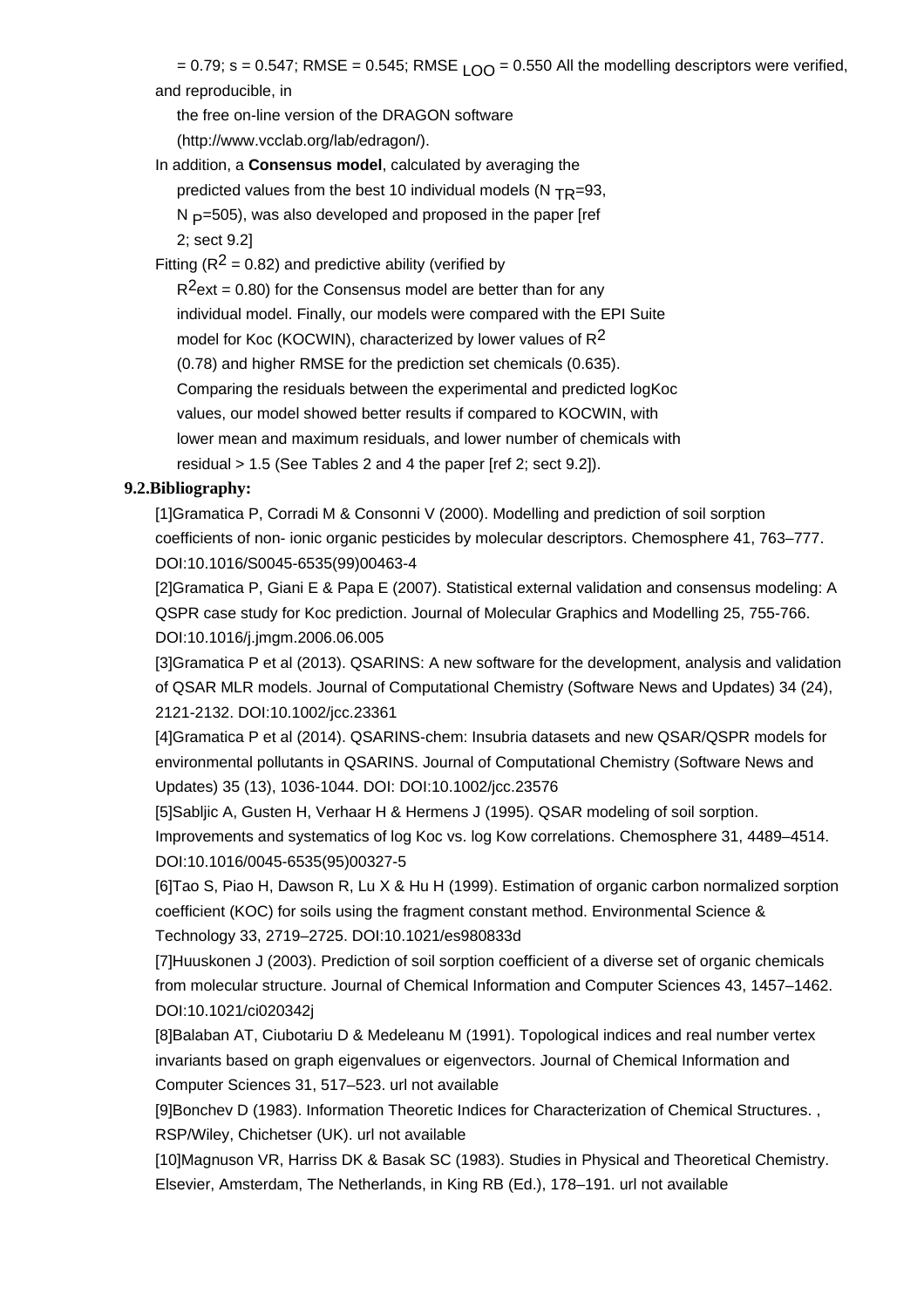= 0.79; s = 0.547; RMSE = 0.545; $RMSE_{LOO}$ = 0.550 All the modelling descriptors were verified, and reproducible, in the free on-line version of the DRAGON software (http://www.vcclab.org/lab/edragon/).

In addition, a **Consensus model**, calculated by averaging the predicted values from the best 10 individual models ($N_{TR}$=93, $N_P$=505), was also developed and proposed in the paper [ref 2; sect 9.2]

Fitting ($R^2$ = 0.82) and predictive ability (verified by $R^2ext$ = 0.80) for the Consensus model are better than for any individual model. Finally, our models were compared with the EPI Suite model for Koc (KOCWIN), characterized by lower values of $R^2$ (0.78) and higher RMSE for the prediction set chemicals (0.635). Comparing the residuals between the experimental and predicted logKoc values, our model showed better results if compared to KOCWIN, with lower mean and maximum residuals, and lower number of chemicals with residual > 1.5 (See Tables 2 and 4 the paper [ref 2; sect 9.2]).

**9.2.Bibliography:**

[1]Gramatica P, Corradi M & Consonni V (2000). Modelling and prediction of soil sorption coefficients of non- ionic organic pesticides by molecular descriptors. Chemosphere 41, 763–777. DOI:10.1016/S0045-6535(99)00463-4

[2]Gramatica P, Giani E & Papa E (2007). Statistical external validation and consensus modeling: A QSPR case study for Koc prediction. Journal of Molecular Graphics and Modelling 25, 755-766. DOI:10.1016/j.jmgm.2006.06.005

[3]Gramatica P et al (2013). QSARINS: A new software for the development, analysis and validation of QSAR MLR models. Journal of Computational Chemistry (Software News and Updates) 34 (24), 2121-2132. DOI:10.1002/jcc.23361

[4]Gramatica P et al (2014). QSARINS-chem: Insubria datasets and new QSAR/QSPR models for environmental pollutants in QSARINS. Journal of Computational Chemistry (Software News and Updates) 35 (13), 1036-1044. DOI: DOI:10.1002/jcc.23576

[5]Sabljic A, Gusten H, Verhaar H & Hermens J (1995). QSAR modeling of soil sorption. Improvements and systematics of log Koc vs. log Kow correlations. Chemosphere 31, 4489–4514. DOI:10.1016/0045-6535(95)00327-5

[6]Tao S, Piao H, Dawson R, Lu X & Hu H (1999). Estimation of organic carbon normalized sorption coefficient (KOC) for soils using the fragment constant method. Environmental Science & Technology 33, 2719–2725. DOI:10.1021/es980833d

[7]Huuskonen J (2003). Prediction of soil sorption coefficient of a diverse set of organic chemicals from molecular structure. Journal of Chemical Information and Computer Sciences 43, 1457–1462. DOI:10.1021/ci020342j

[8]Balaban AT, Ciubotariu D & Medeleanu M (1991). Topological indices and real number vertex invariants based on graph eigenvalues or eigenvectors. Journal of Chemical Information and Computer Sciences 31, 517–523. url not available

[9]Bonchev D (1983). Information Theoretic Indices for Characterization of Chemical Structures. , RSP/Wiley, Chichetser (UK). url not available

[10]Magnuson VR, Harriss DK & Basak SC (1983). Studies in Physical and Theoretical Chemistry. Elsevier, Amsterdam, The Netherlands, in King RB (Ed.), 178–191. url not available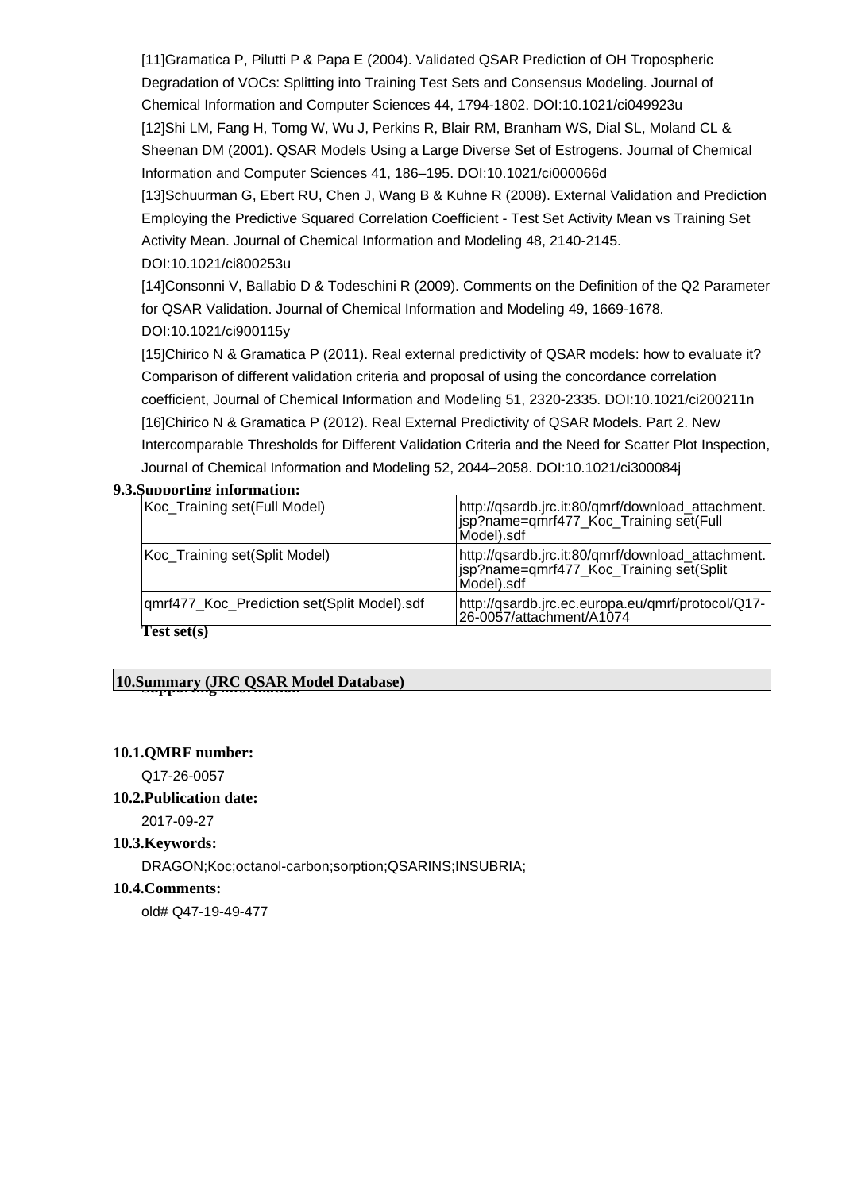[11]Gramatica P, Pilutti P & Papa E (2004). Validated QSAR Prediction of OH Tropospheric Degradation of VOCs: Splitting into Training Test Sets and Consensus Modeling. Journal of Chemical Information and Computer Sciences 44, 1794-1802. DOI:10.1021/ci049923u

[12]Shi LM, Fang H, Tomg W, Wu J, Perkins R, Blair RM, Branham WS, Dial SL, Moland CL & Sheenan DM (2001). QSAR Models Using a Large Diverse Set of Estrogens. Journal of Chemical Information and Computer Sciences 41, 186–195. DOI:10.1021/ci000066d

[13]Schuurman G, Ebert RU, Chen J, Wang B & Kuhne R (2008). External Validation and Prediction Employing the Predictive Squared Correlation Coefficient - Test Set Activity Mean vs Training Set Activity Mean. Journal of Chemical Information and Modeling 48, 2140-2145. DOI:10.1021/ci800253u

[14]Consonni V, Ballabio D & Todeschini R (2009). Comments on the Definition of the Q2 Parameter for QSAR Validation. Journal of Chemical Information and Modeling 49, 1669-1678. DOI:10.1021/ci900115y

[15]Chirico N & Gramatica P (2011). Real external predictivity of QSAR models: how to evaluate it? Comparison of different validation criteria and proposal of using the concordance correlation coefficient, Journal of Chemical Information and Modeling 51, 2320-2335. DOI:10.1021/ci200211n

[16]Chirico N & Gramatica P (2012). Real External Predictivity of QSAR Models. Part 2. New Intercomparable Thresholds for Different Validation Criteria and the Need for Scatter Plot Inspection, Journal of Chemical Information and Modeling 52, 2044–2058. DOI:10.1021/ci300084j

**9.3.Supporting information:**

| | |
|---|---|
| Koc_Training set(Full Model) | http://qsardb.jrc.it:80/qmrf/download_attachment.jsp?name=qmrf477_Koc_Training set(Full Model).sdf |
| Koc_Training set(Split Model) | http://qsardb.jrc.it:80/qmrf/download_attachment.jsp?name=qmrf477_Koc_Training set(Split Model).sdf |
| qmrf477_Koc_Prediction set(Split Model).sdf | http://qsardb.jrc.ec.europa.eu/qmrf/protocol/Q17-26-0057/attachment/A1074 |

**Test set(s)**

**Supporting information**

## 10.Summary (JRC QSAR Model Database)

**10.1.QMRF number:**

Q17-26-0057

**10.2.Publication date:**

2017-09-27

**10.3.Keywords:**

DRAGON;Koc;octanol-carbon;sorption;QSARINS;INSUBRIA;

**10.4.Comments:**

old# Q47-19-49-477